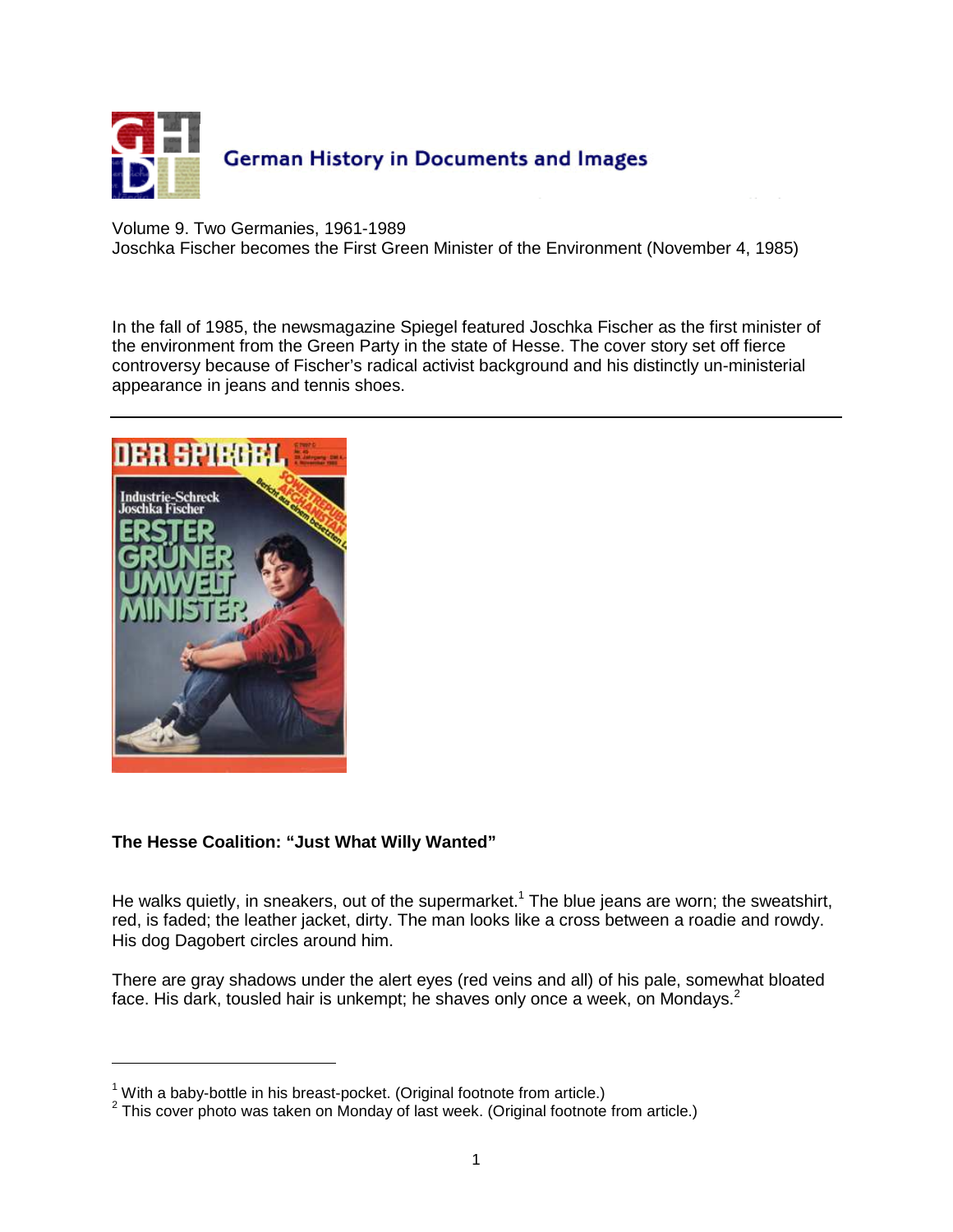German History in Documents and Images

Volume 9. Two Germanies, 1961-1989
Joschka Fischer becomes the First Green Minister of the Environment (November 4, 1985)

In the fall of 1985, the newsmagazine Spiegel featured Joschka Fischer as the first minister of the environment from the Green Party in the state of Hesse. The cover story set off fierce controversy because of Fischer's radical activist background and his distinctly un-ministerial appearance in jeans and tennis shoes.

---

**The Hesse Coalition: "Just What Willy Wanted"**

He walks quietly, in sneakers, out of the supermarket.[1] The blue jeans are worn; the sweatshirt, red, is faded; the leather jacket, dirty. The man looks like a cross between a roadie and rowdy. His dog Dagobert circles around him.

There are gray shadows under the alert eyes (red veins and all) of his pale, somewhat bloated face. His dark, tousled hair is unkempt; he shaves only once a week, on Mondays.[2]

---

[1] With a baby-bottle in his breast-pocket. (Original footnote from article.)
[2] This cover photo was taken on Monday of last week. (Original footnote from article.)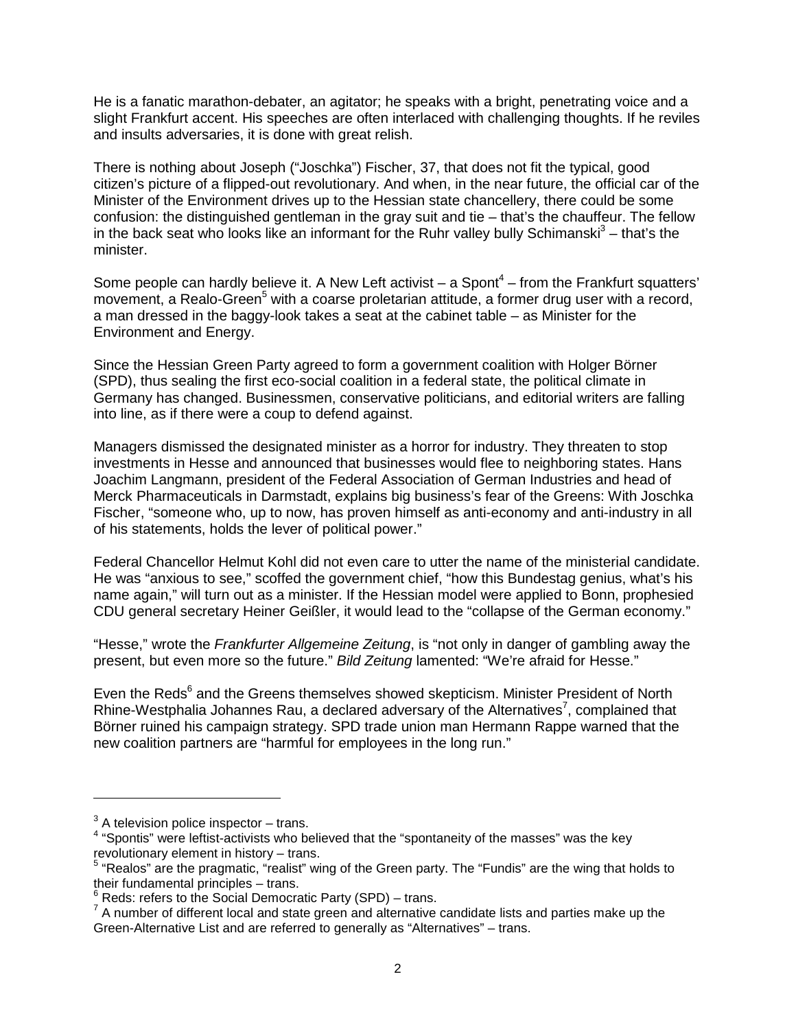He is a fanatic marathon-debater, an agitator; he speaks with a bright, penetrating voice and a slight Frankfurt accent. His speeches are often interlaced with challenging thoughts. If he reviles and insults adversaries, it is done with great relish.

There is nothing about Joseph ("Joschka") Fischer, 37, that does not fit the typical, good citizen's picture of a flipped-out revolutionary. And when, in the near future, the official car of the Minister of the Environment drives up to the Hessian state chancellery, there could be some confusion: the distinguished gentleman in the gray suit and tie – that's the chauffeur. The fellow in the back seat who looks like an informant for the Ruhr valley bully Schimanski[3] – that's the minister.

Some people can hardly believe it. A New Left activist – a Spont[4] – from the Frankfurt squatters' movement, a Realo-Green[5] with a coarse proletarian attitude, a former drug user with a record, a man dressed in the baggy-look takes a seat at the cabinet table – as Minister for the Environment and Energy.

Since the Hessian Green Party agreed to form a government coalition with Holger Börner (SPD), thus sealing the first eco-social coalition in a federal state, the political climate in Germany has changed. Businessmen, conservative politicians, and editorial writers are falling into line, as if there were a coup to defend against.

Managers dismissed the designated minister as a horror for industry. They threaten to stop investments in Hesse and announced that businesses would flee to neighboring states. Hans Joachim Langmann, president of the Federal Association of German Industries and head of Merck Pharmaceuticals in Darmstadt, explains big business's fear of the Greens: With Joschka Fischer, "someone who, up to now, has proven himself as anti-economy and anti-industry in all of his statements, holds the lever of political power."

Federal Chancellor Helmut Kohl did not even care to utter the name of the ministerial candidate. He was "anxious to see," scoffed the government chief, "how this Bundestag genius, what's his name again," will turn out as a minister. If the Hessian model were applied to Bonn, prophesied CDU general secretary Heiner Geißler, it would lead to the "collapse of the German economy."

"Hesse," wrote the *Frankfurter Allgemeine Zeitung*, is "not only in danger of gambling away the present, but even more so the future." *Bild Zeitung* lamented: "We're afraid for Hesse."

Even the Reds[6] and the Greens themselves showed skepticism. Minister President of North Rhine-Westphalia Johannes Rau, a declared adversary of the Alternatives[7], complained that Börner ruined his campaign strategy. SPD trade union man Hermann Rappe warned that the new coalition partners are "harmful for employees in the long run."

---

[3] A television police inspector – trans.

[4] "Spontis" were leftist-activists who believed that the "spontaneity of the masses" was the key revolutionary element in history – trans.

[5] "Realos" are the pragmatic, "realist" wing of the Green party. The "Fundis" are the wing that holds to their fundamental principles – trans.

[6] Reds: refers to the Social Democratic Party (SPD) – trans.

[7] A number of different local and state green and alternative candidate lists and parties make up the Green-Alternative List and are referred to generally as "Alternatives" – trans.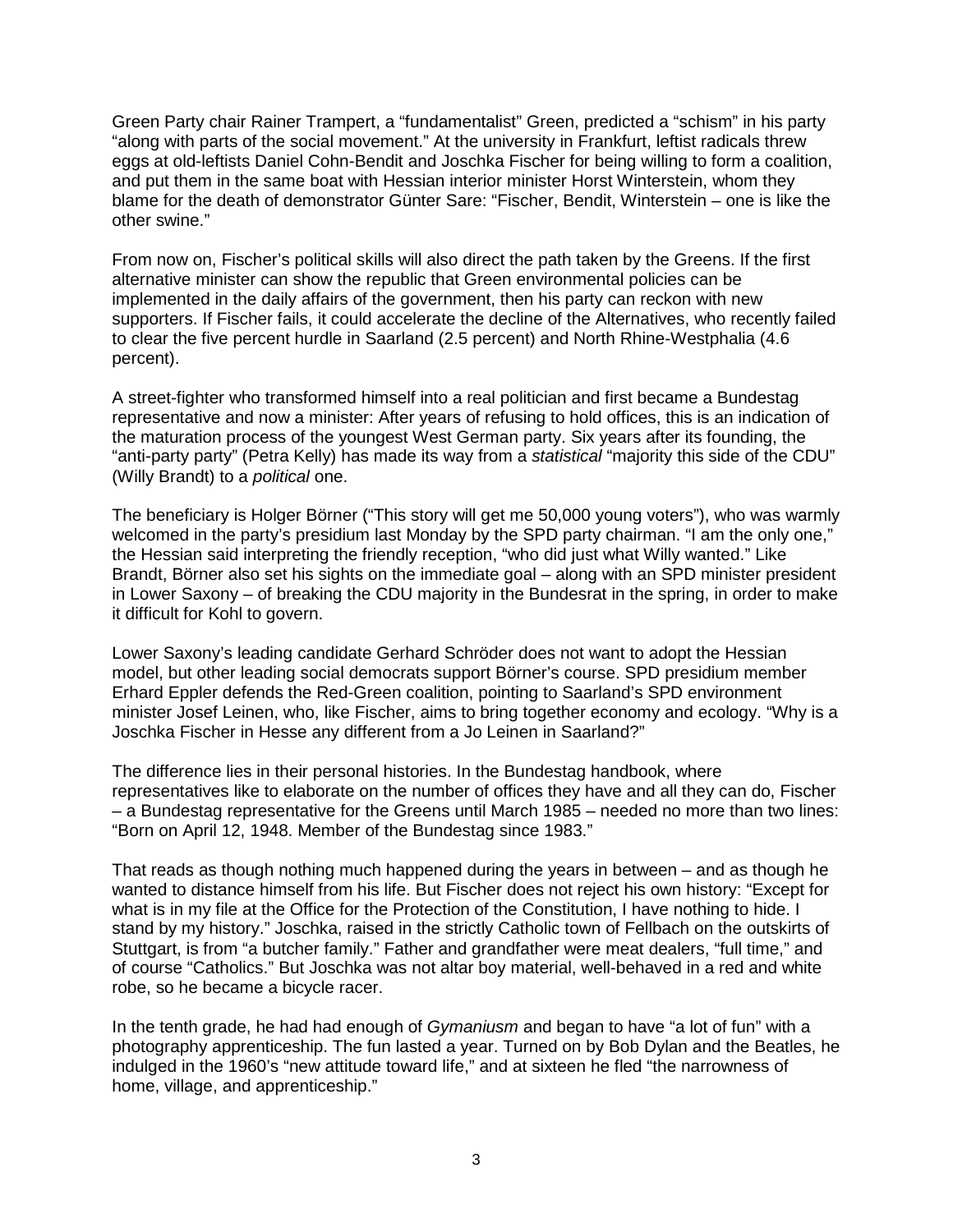Green Party chair Rainer Trampert, a "fundamentalist" Green, predicted a "schism" in his party "along with parts of the social movement." At the university in Frankfurt, leftist radicals threw eggs at old-leftists Daniel Cohn-Bendit and Joschka Fischer for being willing to form a coalition, and put them in the same boat with Hessian interior minister Horst Winterstein, whom they blame for the death of demonstrator Günter Sare: "Fischer, Bendit, Winterstein – one is like the other swine."

From now on, Fischer's political skills will also direct the path taken by the Greens. If the first alternative minister can show the republic that Green environmental policies can be implemented in the daily affairs of the government, then his party can reckon with new supporters. If Fischer fails, it could accelerate the decline of the Alternatives, who recently failed to clear the five percent hurdle in Saarland (2.5 percent) and North Rhine-Westphalia (4.6 percent).

A street-fighter who transformed himself into a real politician and first became a Bundestag representative and now a minister: After years of refusing to hold offices, this is an indication of the maturation process of the youngest West German party. Six years after its founding, the "anti-party party" (Petra Kelly) has made its way from a *statistical* "majority this side of the CDU" (Willy Brandt) to a *political* one.

The beneficiary is Holger Börner ("This story will get me 50,000 young voters"), who was warmly welcomed in the party's presidium last Monday by the SPD party chairman. "I am the only one," the Hessian said interpreting the friendly reception, "who did just what Willy wanted." Like Brandt, Börner also set his sights on the immediate goal – along with an SPD minister president in Lower Saxony – of breaking the CDU majority in the Bundesrat in the spring, in order to make it difficult for Kohl to govern.

Lower Saxony's leading candidate Gerhard Schröder does not want to adopt the Hessian model, but other leading social democrats support Börner's course. SPD presidium member Erhard Eppler defends the Red-Green coalition, pointing to Saarland's SPD environment minister Josef Leinen, who, like Fischer, aims to bring together economy and ecology. "Why is a Joschka Fischer in Hesse any different from a Jo Leinen in Saarland?"

The difference lies in their personal histories. In the Bundestag handbook, where representatives like to elaborate on the number of offices they have and all they can do, Fischer – a Bundestag representative for the Greens until March 1985 – needed no more than two lines: "Born on April 12, 1948. Member of the Bundestag since 1983."

That reads as though nothing much happened during the years in between – and as though he wanted to distance himself from his life. But Fischer does not reject his own history: "Except for what is in my file at the Office for the Protection of the Constitution, I have nothing to hide. I stand by my history." Joschka, raised in the strictly Catholic town of Fellbach on the outskirts of Stuttgart, is from "a butcher family." Father and grandfather were meat dealers, "full time," and of course "Catholics." But Joschka was not altar boy material, well-behaved in a red and white robe, so he became a bicycle racer.

In the tenth grade, he had had enough of *Gymaniusm* and began to have "a lot of fun" with a photography apprenticeship. The fun lasted a year. Turned on by Bob Dylan and the Beatles, he indulged in the 1960's "new attitude toward life," and at sixteen he fled "the narrowness of home, village, and apprenticeship."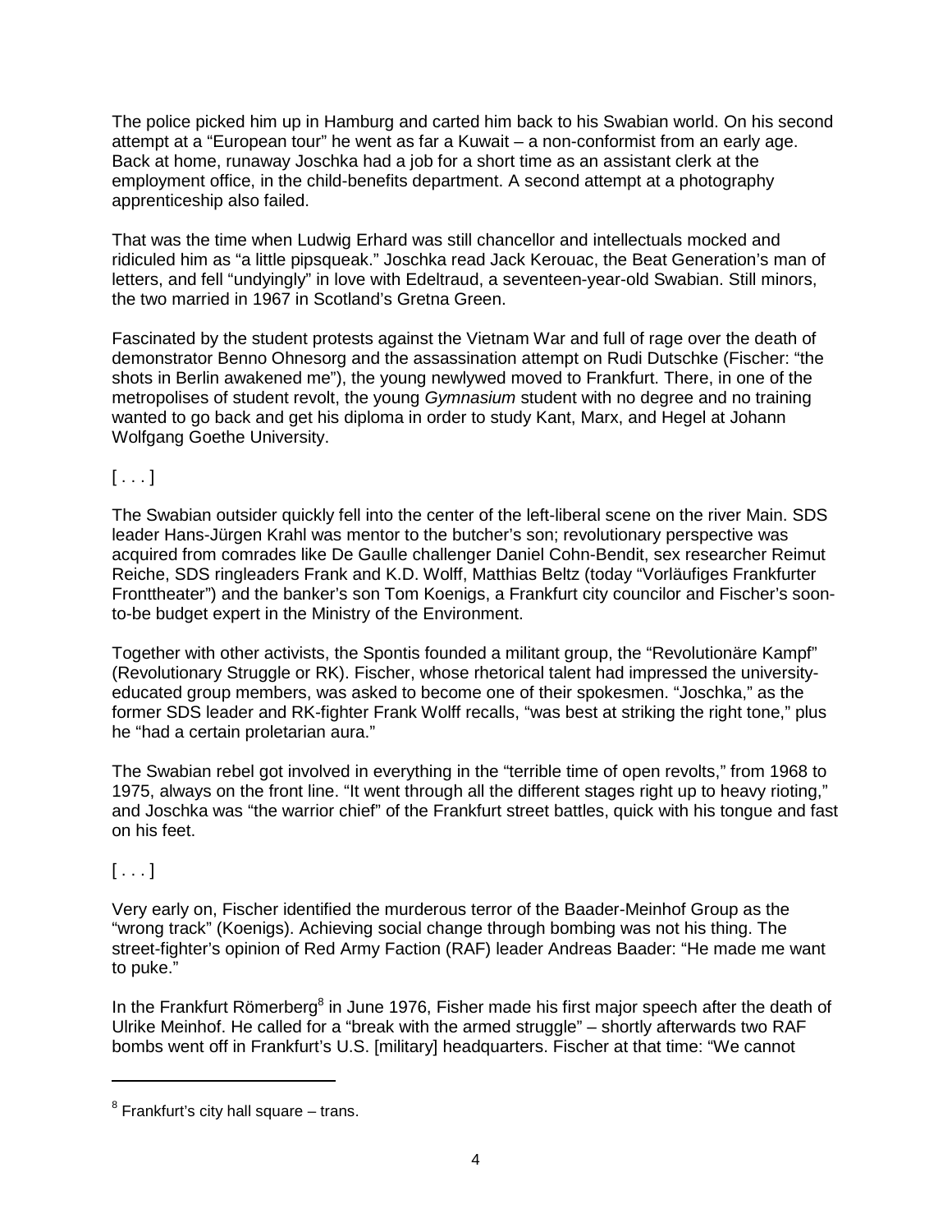The police picked him up in Hamburg and carted him back to his Swabian world. On his second attempt at a "European tour" he went as far a Kuwait – a non-conformist from an early age. Back at home, runaway Joschka had a job for a short time as an assistant clerk at the employment office, in the child-benefits department. A second attempt at a photography apprenticeship also failed.

That was the time when Ludwig Erhard was still chancellor and intellectuals mocked and ridiculed him as "a little pipsqueak." Joschka read Jack Kerouac, the Beat Generation's man of letters, and fell "undyingly" in love with Edeltraud, a seventeen-year-old Swabian. Still minors, the two married in 1967 in Scotland's Gretna Green.

Fascinated by the student protests against the Vietnam War and full of rage over the death of demonstrator Benno Ohnesorg and the assassination attempt on Rudi Dutschke (Fischer: "the shots in Berlin awakened me"), the young newlywed moved to Frankfurt. There, in one of the metropolises of student revolt, the young *Gymnasium* student with no degree and no training wanted to go back and get his diploma in order to study Kant, Marx, and Hegel at Johann Wolfgang Goethe University.

[ . . . ]

The Swabian outsider quickly fell into the center of the left-liberal scene on the river Main. SDS leader Hans-Jürgen Krahl was mentor to the butcher's son; revolutionary perspective was acquired from comrades like De Gaulle challenger Daniel Cohn-Bendit, sex researcher Reimut Reiche, SDS ringleaders Frank and K.D. Wolff, Matthias Beltz (today "Vorläufiges Frankfurter Fronttheater") and the banker's son Tom Koenigs, a Frankfurt city councilor and Fischer's soon-to-be budget expert in the Ministry of the Environment.

Together with other activists, the Spontis founded a militant group, the "Revolutionäre Kampf" (Revolutionary Struggle or RK). Fischer, whose rhetorical talent had impressed the university-educated group members, was asked to become one of their spokesmen. "Joschka," as the former SDS leader and RK-fighter Frank Wolff recalls, "was best at striking the right tone," plus he "had a certain proletarian aura."

The Swabian rebel got involved in everything in the "terrible time of open revolts," from 1968 to 1975, always on the front line. "It went through all the different stages right up to heavy rioting," and Joschka was "the warrior chief" of the Frankfurt street battles, quick with his tongue and fast on his feet.

[ . . . ]

Very early on, Fischer identified the murderous terror of the Baader-Meinhof Group as the "wrong track" (Koenigs). Achieving social change through bombing was not his thing. The street-fighter's opinion of Red Army Faction (RAF) leader Andreas Baader: "He made me want to puke."

In the Frankfurt Römerberg[8] in June 1976, Fisher made his first major speech after the death of Ulrike Meinhof. He called for a "break with the armed struggle" – shortly afterwards two RAF bombs went off in Frankfurt's U.S. [military] headquarters. Fischer at that time: "We cannot

---

[8] Frankfurt's city hall square – trans.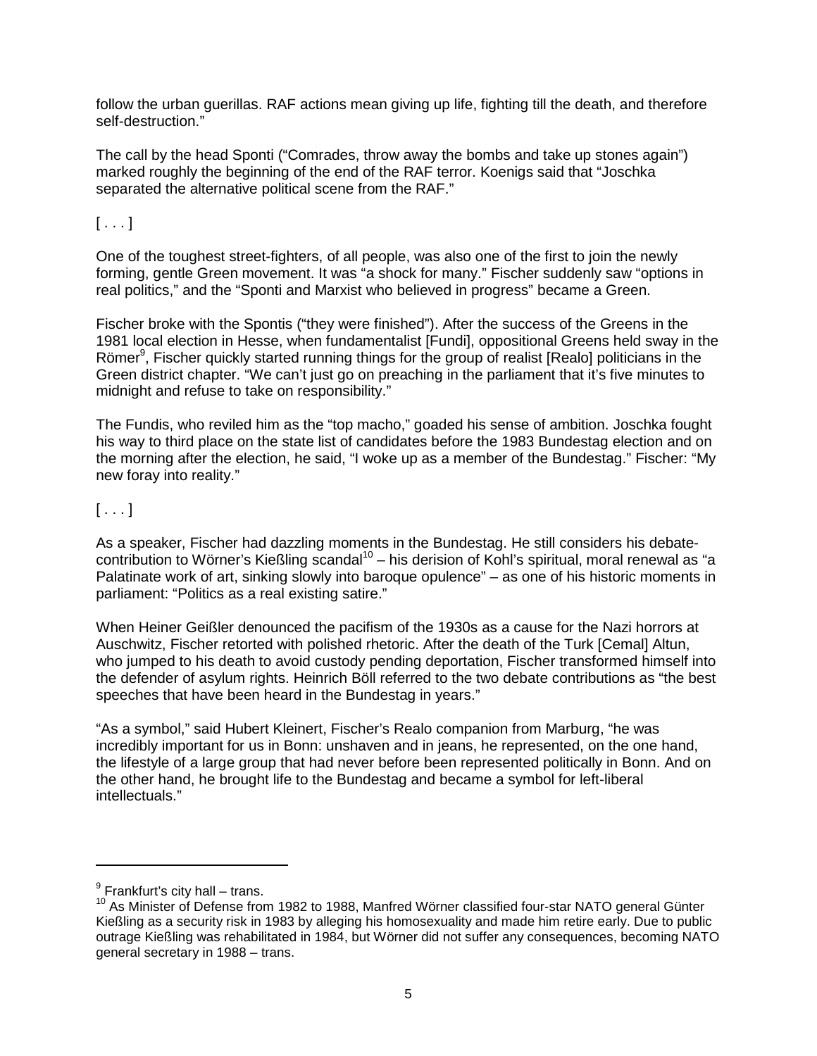follow the urban guerillas. RAF actions mean giving up life, fighting till the death, and therefore self-destruction."

The call by the head Sponti ("Comrades, throw away the bombs and take up stones again") marked roughly the beginning of the end of the RAF terror. Koenigs said that "Joschka separated the alternative political scene from the RAF."

[ . . . ]

One of the toughest street-fighters, of all people, was also one of the first to join the newly forming, gentle Green movement. It was "a shock for many." Fischer suddenly saw "options in real politics," and the "Sponti and Marxist who believed in progress" became a Green.

Fischer broke with the Spontis ("they were finished"). After the success of the Greens in the 1981 local election in Hesse, when fundamentalist [Fundi], oppositional Greens held sway in the Römer[9], Fischer quickly started running things for the group of realist [Realo] politicians in the Green district chapter. "We can't just go on preaching in the parliament that it's five minutes to midnight and refuse to take on responsibility."

The Fundis, who reviled him as the "top macho," goaded his sense of ambition. Joschka fought his way to third place on the state list of candidates before the 1983 Bundestag election and on the morning after the election, he said, "I woke up as a member of the Bundestag." Fischer: "My new foray into reality."

[ . . . ]

As a speaker, Fischer had dazzling moments in the Bundestag. He still considers his debate-contribution to Wörner's Kießling scandal[10] – his derision of Kohl's spiritual, moral renewal as "a Palatinate work of art, sinking slowly into baroque opulence" – as one of his historic moments in parliament: "Politics as a real existing satire."

When Heiner Geißler denounced the pacifism of the 1930s as a cause for the Nazi horrors at Auschwitz, Fischer retorted with polished rhetoric. After the death of the Turk [Cemal] Altun, who jumped to his death to avoid custody pending deportation, Fischer transformed himself into the defender of asylum rights. Heinrich Böll referred to the two debate contributions as "the best speeches that have been heard in the Bundestag in years."

"As a symbol," said Hubert Kleinert, Fischer's Realo companion from Marburg, "he was incredibly important for us in Bonn: unshaven and in jeans, he represented, on the one hand, the lifestyle of a large group that had never before been represented politically in Bonn. And on the other hand, he brought life to the Bundestag and became a symbol for left-liberal intellectuals."

---

[9] Frankfurt's city hall – trans.

[10] As Minister of Defense from 1982 to 1988, Manfred Wörner classified four-star NATO general Günter Kießling as a security risk in 1983 by alleging his homosexuality and made him retire early. Due to public outrage Kießling was rehabilitated in 1984, but Wörner did not suffer any consequences, becoming NATO general secretary in 1988 – trans.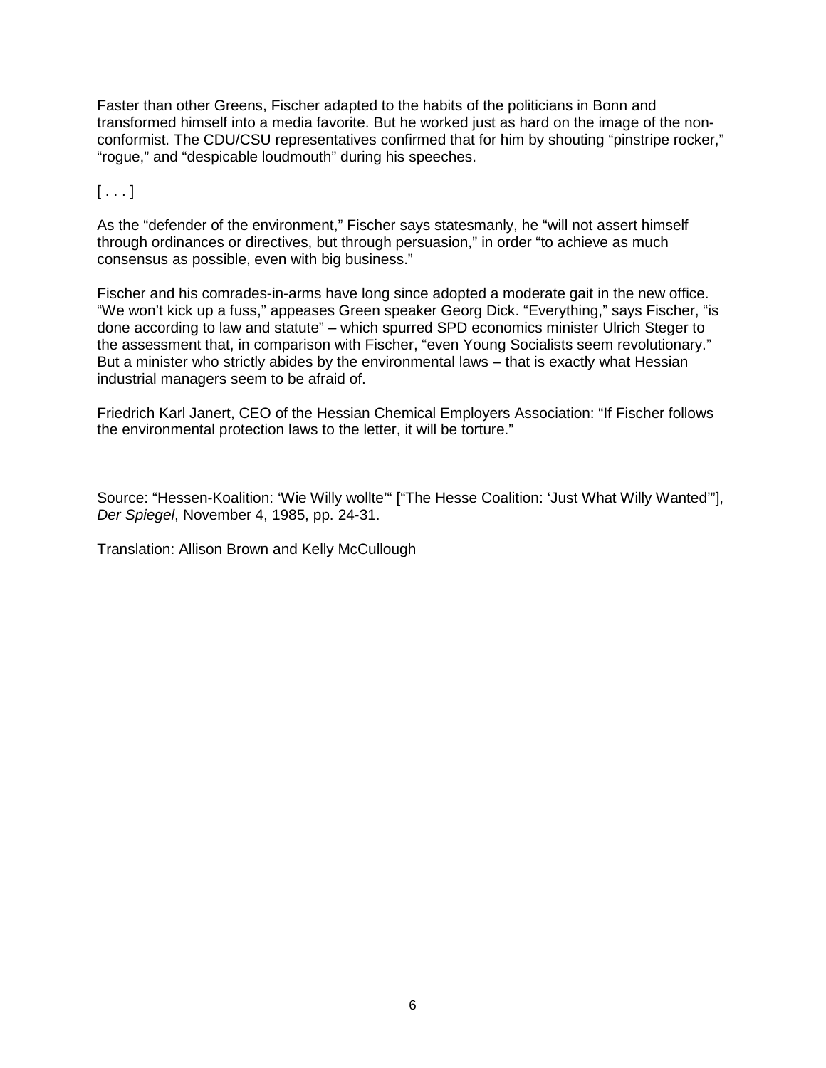Faster than other Greens, Fischer adapted to the habits of the politicians in Bonn and transformed himself into a media favorite. But he worked just as hard on the image of the non-conformist. The CDU/CSU representatives confirmed that for him by shouting “pinstripe rocker,” “rogue,” and “despicable loudmouth” during his speeches.

[ . . . ]

As the “defender of the environment,” Fischer says statesmanly, he “will not assert himself through ordinances or directives, but through persuasion,” in order “to achieve as much consensus as possible, even with big business.”

Fischer and his comrades-in-arms have long since adopted a moderate gait in the new office. “We won’t kick up a fuss,” appeases Green speaker Georg Dick. “Everything,” says Fischer, “is done according to law and statute” – which spurred SPD economics minister Ulrich Steger to the assessment that, in comparison with Fischer, “even Young Socialists seem revolutionary.” But a minister who strictly abides by the environmental laws – that is exactly what Hessian industrial managers seem to be afraid of.

Friedrich Karl Janert, CEO of the Hessian Chemical Employers Association: “If Fischer follows the environmental protection laws to the letter, it will be torture.”

Source: “Hessen-Koalition: ‘Wie Willy wollte’“ [“The Hesse Coalition: ‘Just What Willy Wanted’”], *Der Spiegel*, November 4, 1985, pp. 24-31.

Translation: Allison Brown and Kelly McCullough